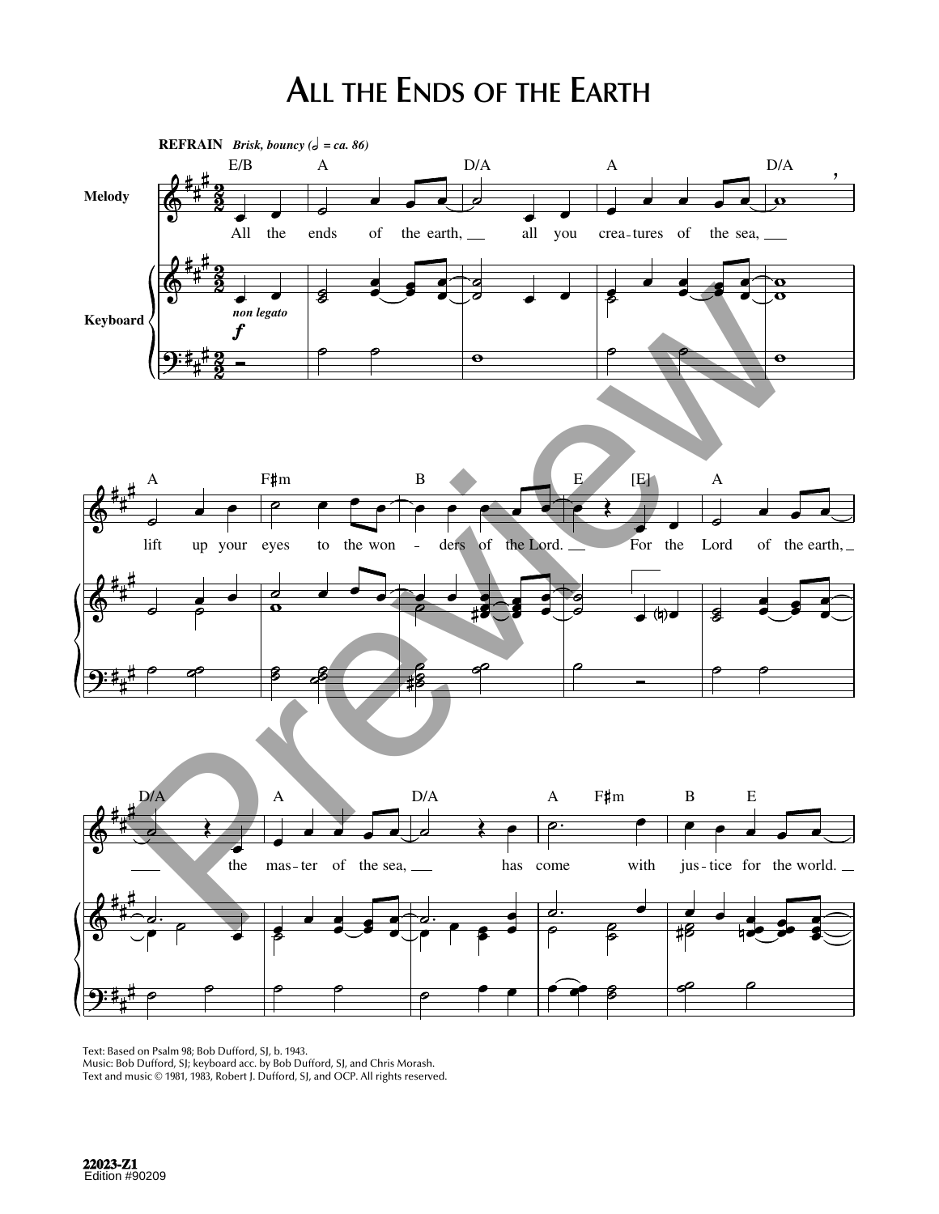# All the Ends of the Earth

**REFRAIN** *Brisk, bouncy (𝅗𝅥 = ca. 86)*

E/B A D/A A D/A

All the ends of the earth, all you crea-tures of the sea,

A F♯m B E [E] A

lift up your eyes to the won-ders of the Lord. For the Lord of the earth,

D/A A D/A A F♯m B E

the mas-ter of the sea, has come with jus-tice for the world.

Text: Based on Psalm 98; Bob Dufford, SJ, b. 1943.
Music: Bob Dufford, SJ; keyboard acc. by Bob Dufford, SJ, and Chris Morash.
Text and music © 1981, 1983, Robert J. Dufford, SJ, and OCP. All rights reserved.

22023-Z1
Edition #90209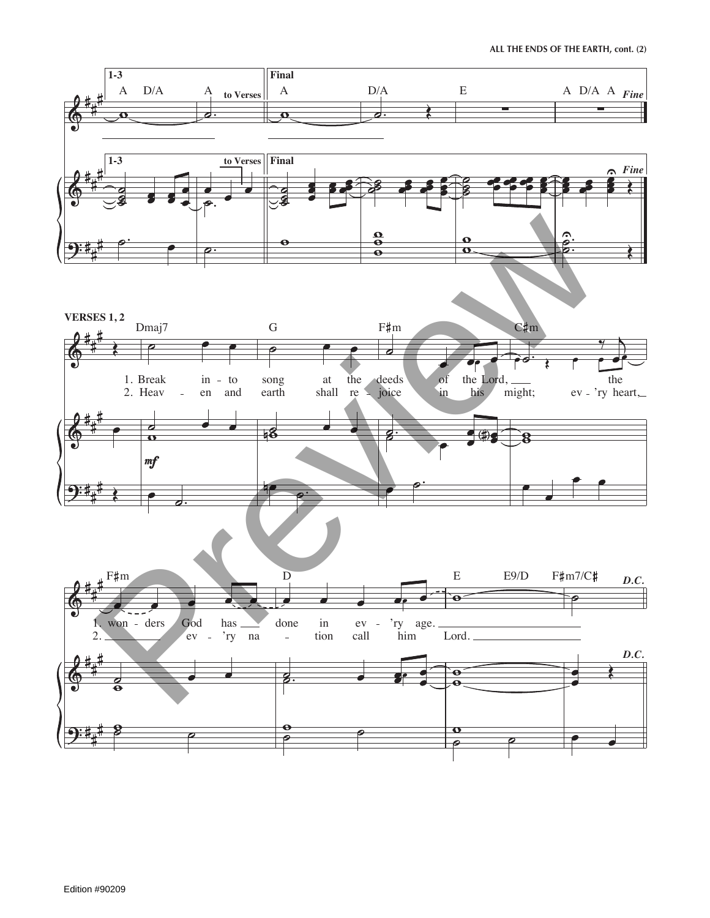**1-3** — A D/A A *to Verses*

**Final** — A D/A E A D/A A *Fine*

**VERSES 1, 2**

Dmaj7 G F♯m C♯m

1. Break in - to song at the deeds of the Lord, the
2. Heav - en and earth shall re - joice in his might; ev - 'ry heart,

*mf*

F♯m D E E9/D F♯m7/C♯ *D.C.*

1. won - ders God has done in ev - 'ry age.
2. ev - 'ry na - tion call him Lord.

Edition #90209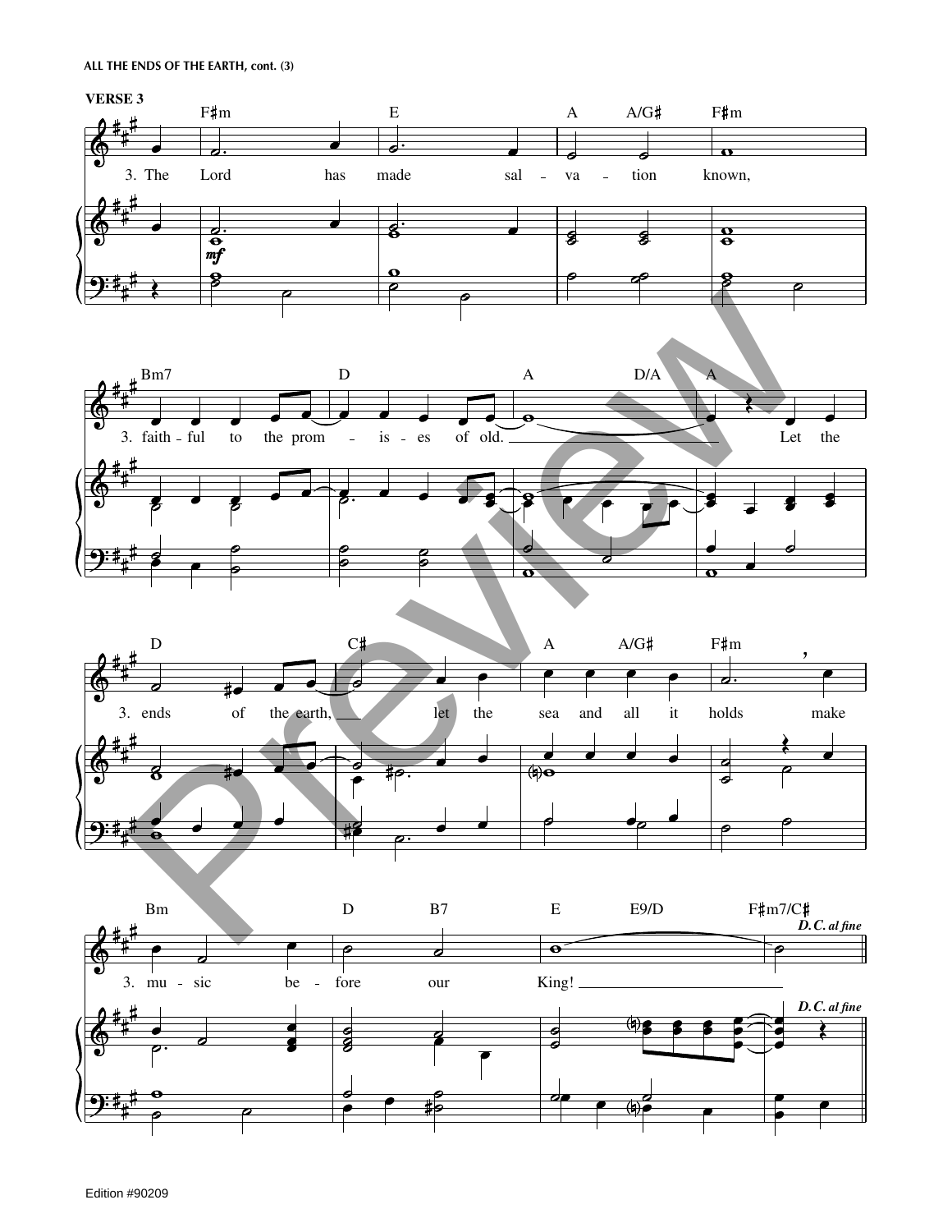VERSE 3

3. The Lord has made sal - va - tion known,

3. faith - ful to the prom - is - es of old. Let the

3. ends of the earth, let the sea and all it holds make

3. mu - sic be - fore our King!

*D.C. al fine*